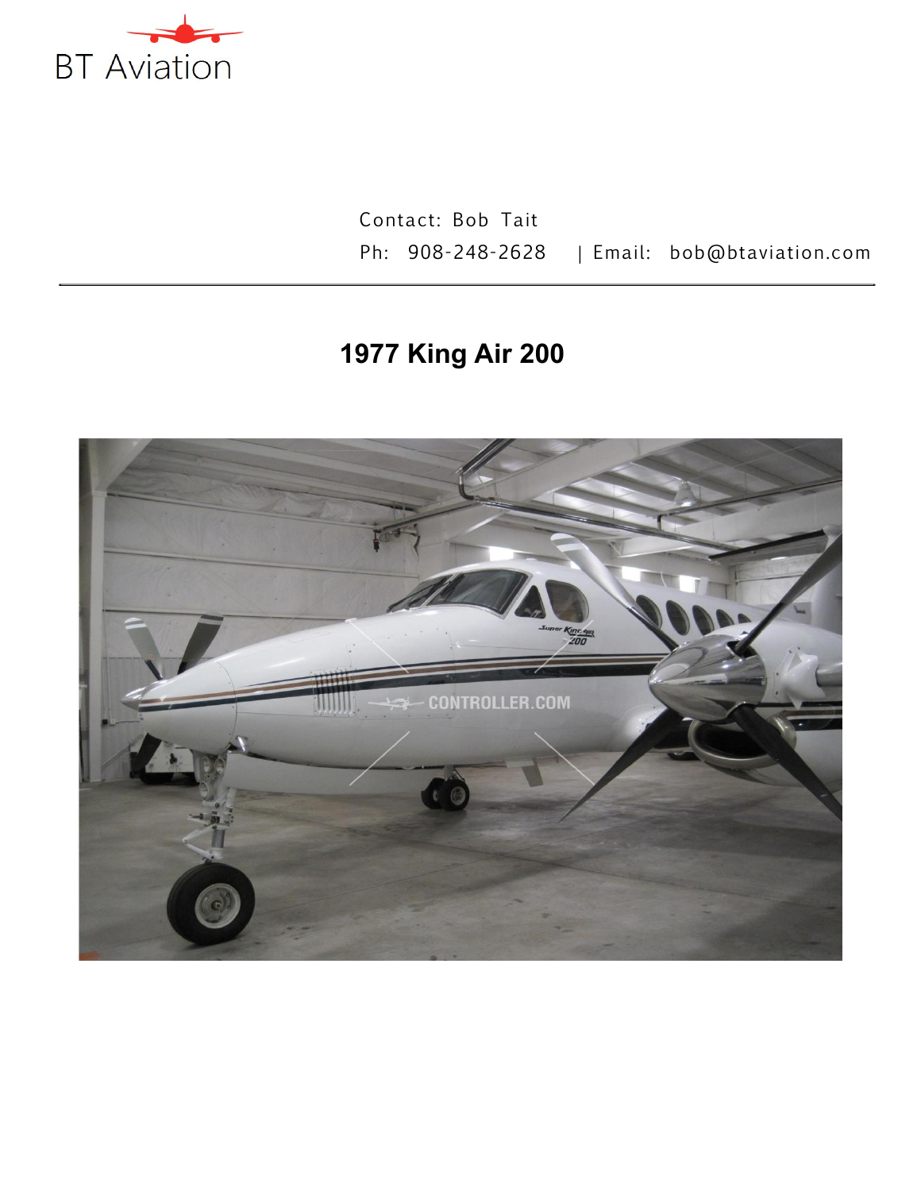BT Aviation

Contact: Bob Tait

Ph: 908-248-2628 | Email: bob@btaviation.com

---

# 1977 King Air 200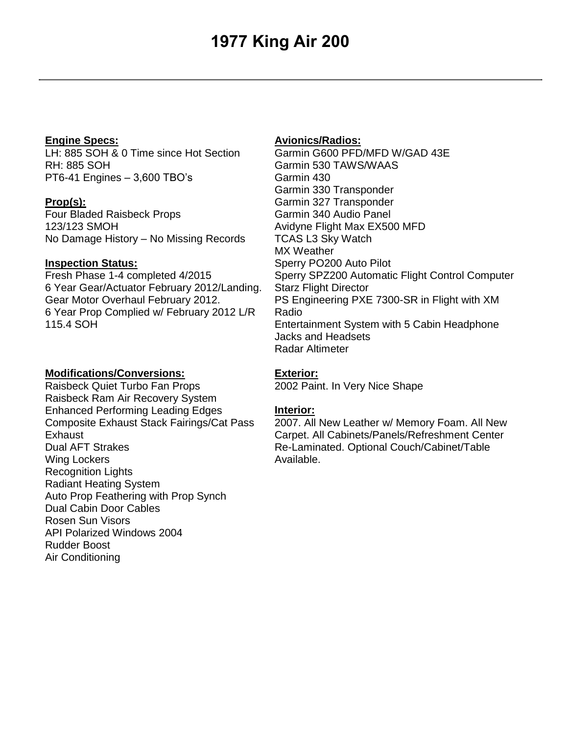# 1977 King Air 200

**Engine Specs:**
LH: 885 SOH & 0 Time since Hot Section
RH: 885 SOH
PT6-41 Engines – 3,600 TBO's

**Prop(s):**
Four Bladed Raisbeck Props
123/123 SMOH
No Damage History – No Missing Records

**Inspection Status:**
Fresh Phase 1-4 completed 4/2015
6 Year Gear/Actuator February 2012/Landing.
Gear Motor Overhaul February 2012.
6 Year Prop Complied w/ February 2012 L/R
115.4 SOH

**Modifications/Conversions:**
Raisbeck Quiet Turbo Fan Props
Raisbeck Ram Air Recovery System
Enhanced Performing Leading Edges
Composite Exhaust Stack Fairings/Cat Pass Exhaust
Dual AFT Strakes
Wing Lockers
Recognition Lights
Radiant Heating System
Auto Prop Feathering with Prop Synch
Dual Cabin Door Cables
Rosen Sun Visors
API Polarized Windows 2004
Rudder Boost
Air Conditioning

**Avionics/Radios:**
Garmin G600 PFD/MFD W/GAD 43E
Garmin 530 TAWS/WAAS
Garmin 430
Garmin 330 Transponder
Garmin 327 Transponder
Garmin 340 Audio Panel
Avidyne Flight Max EX500 MFD
TCAS L3 Sky Watch
MX Weather
Sperry PO200 Auto Pilot
Sperry SPZ200 Automatic Flight Control Computer
Starz Flight Director
PS Engineering PXE 7300-SR in Flight with XM Radio
Entertainment System with 5 Cabin Headphone Jacks and Headsets
Radar Altimeter

**Exterior:**
2002 Paint. In Very Nice Shape

**Interior:**
2007. All New Leather w/ Memory Foam. All New Carpet. All Cabinets/Panels/Refreshment Center Re-Laminated. Optional Couch/Cabinet/Table Available.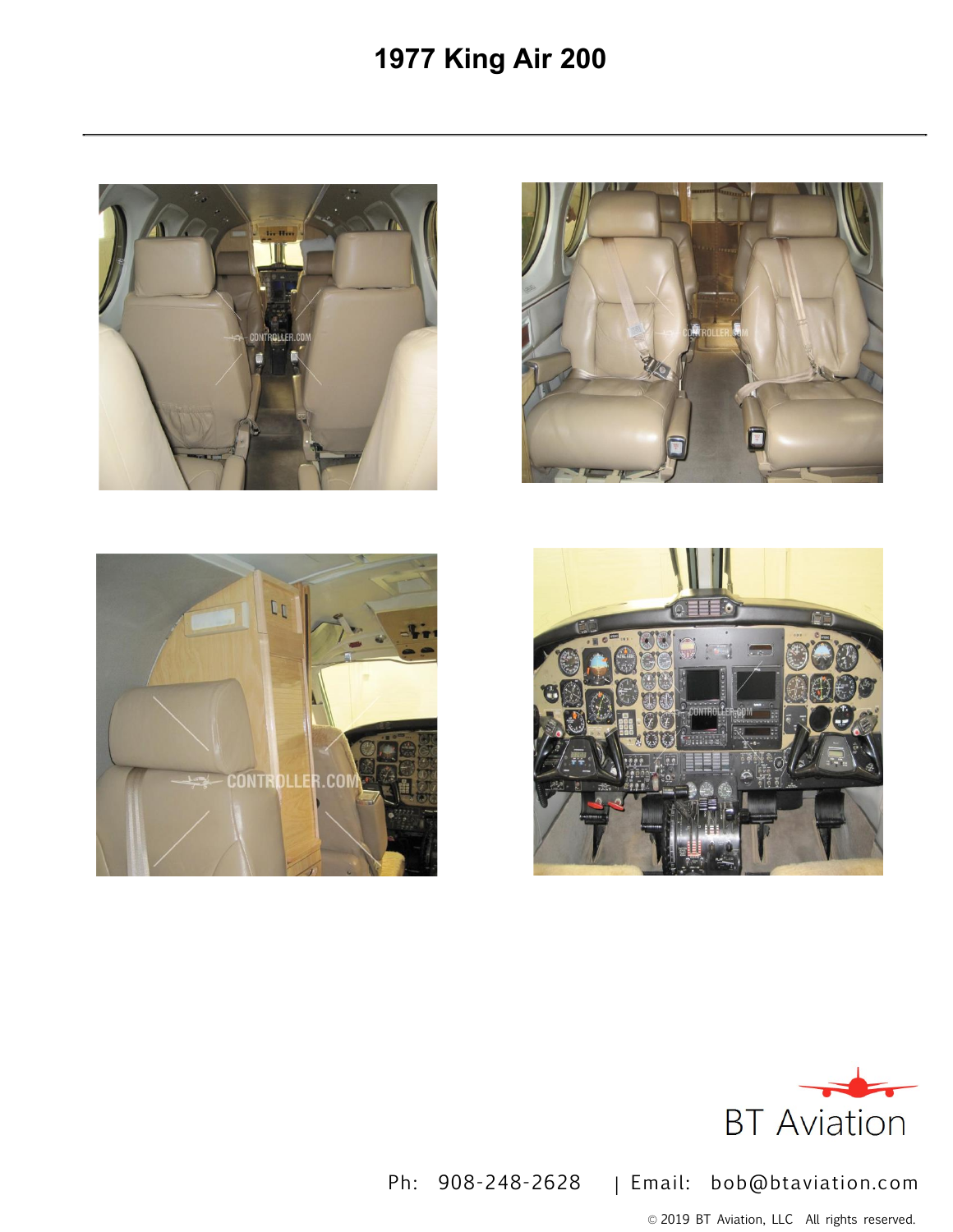# 1977 King Air 200

BT Aviation

Ph: 908-248-2628 | Email: bob@btaviation.com

© 2019 BT Aviation, LLC All rights reserved.